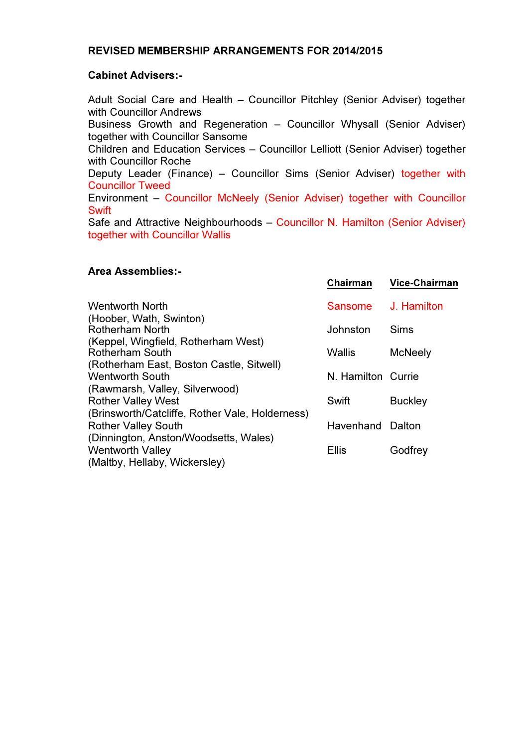**REVISED MEMBERSHIP ARRANGEMENTS FOR 2014/2015**

**Cabinet Advisers:-**

Adult Social Care and Health – Councillor Pitchley (Senior Adviser) together with Councillor Andrews
Business Growth and Regeneration – Councillor Whysall (Senior Adviser) together with Councillor Sansome
Children and Education Services – Councillor Lelliott (Senior Adviser) together with Councillor Roche
Deputy Leader (Finance) – Councillor Sims (Senior Adviser) together with Councillor Tweed
Environment – Councillor McNeely (Senior Adviser) together with Councillor Swift
Safe and Attractive Neighbourhoods – Councillor N. Hamilton (Senior Adviser) together with Councillor Wallis

**Area Assemblies:-**

| | Chairman | Vice-Chairman |
|---|---|---|
| Wentworth North<br>(Hoober, Wath, Swinton) | Sansome | J. Hamilton |
| Rotherham North<br>(Keppel, Wingfield, Rotherham West) | Johnston | Sims |
| Rotherham South<br>(Rotherham East, Boston Castle, Sitwell) | Wallis | McNeely |
| Wentworth South<br>(Rawmarsh, Valley, Silverwood) | N. Hamilton | Currie |
| Rother Valley West<br>(Brinsworth/Catcliffe, Rother Vale, Holderness) | Swift | Buckley |
| Rother Valley South<br>(Dinnington, Anston/Woodsetts, Wales) | Havenhand | Dalton |
| Wentworth Valley<br>(Maltby, Hellaby, Wickersley) | Ellis | Godfrey |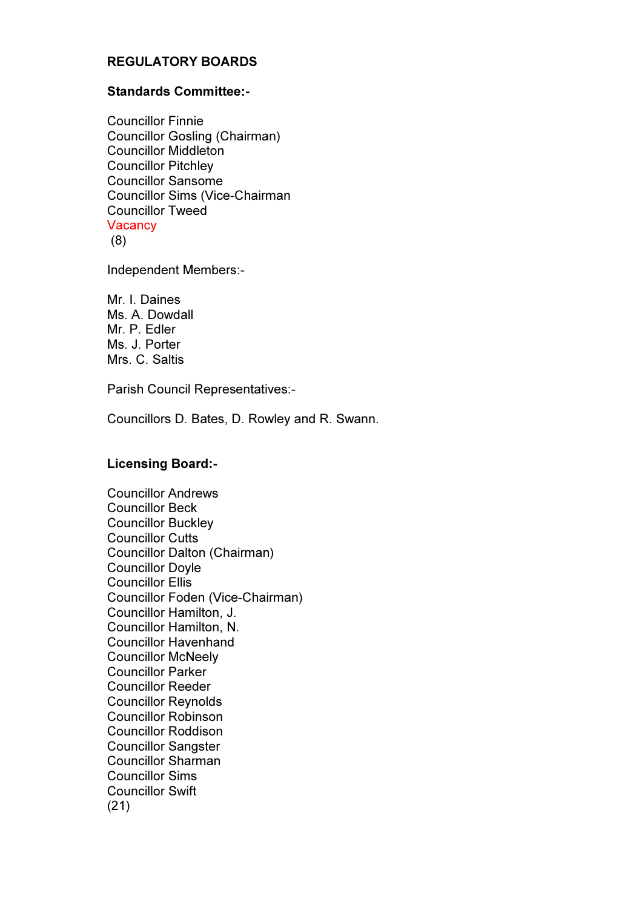# REGULATORY BOARDS

**Standards Committee:-**

Councillor Finnie
Councillor Gosling (Chairman)
Councillor Middleton
Councillor Pitchley
Councillor Sansome
Councillor Sims (Vice-Chairman
Councillor Tweed
Vacancy
(8)

Independent Members:-

Mr. I. Daines
Ms. A. Dowdall
Mr. P. Edler
Ms. J. Porter
Mrs. C. Saltis

Parish Council Representatives:-

Councillors D. Bates, D. Rowley and R. Swann.

**Licensing Board:-**

Councillor Andrews
Councillor Beck
Councillor Buckley
Councillor Cutts
Councillor Dalton (Chairman)
Councillor Doyle
Councillor Ellis
Councillor Foden (Vice-Chairman)
Councillor Hamilton, J.
Councillor Hamilton, N.
Councillor Havenhand
Councillor McNeely
Councillor Parker
Councillor Reeder
Councillor Reynolds
Councillor Robinson
Councillor Roddison
Councillor Sangster
Councillor Sharman
Councillor Sims
Councillor Swift
(21)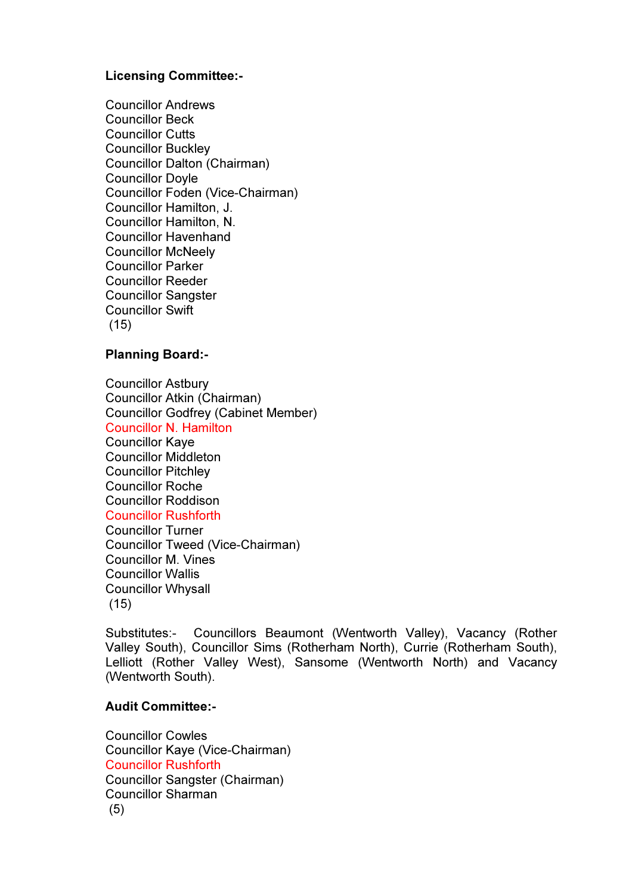**Licensing Committee:-**

Councillor Andrews
Councillor Beck
Councillor Cutts
Councillor Buckley
Councillor Dalton (Chairman)
Councillor Doyle
Councillor Foden (Vice-Chairman)
Councillor Hamilton, J.
Councillor Hamilton, N.
Councillor Havenhand
Councillor McNeely
Councillor Parker
Councillor Reeder
Councillor Sangster
Councillor Swift
(15)

**Planning Board:-**

Councillor Astbury
Councillor Atkin (Chairman)
Councillor Godfrey (Cabinet Member)
Councillor N. Hamilton
Councillor Kaye
Councillor Middleton
Councillor Pitchley
Councillor Roche
Councillor Roddison
Councillor Rushforth
Councillor Turner
Councillor Tweed (Vice-Chairman)
Councillor M. Vines
Councillor Wallis
Councillor Whysall
(15)

Substitutes:- Councillors Beaumont (Wentworth Valley), Vacancy (Rother Valley South), Councillor Sims (Rotherham North), Currie (Rotherham South), Lelliott (Rother Valley West), Sansome (Wentworth North) and Vacancy (Wentworth South).

**Audit Committee:-**

Councillor Cowles
Councillor Kaye (Vice-Chairman)
Councillor Rushforth
Councillor Sangster (Chairman)
Councillor Sharman
(5)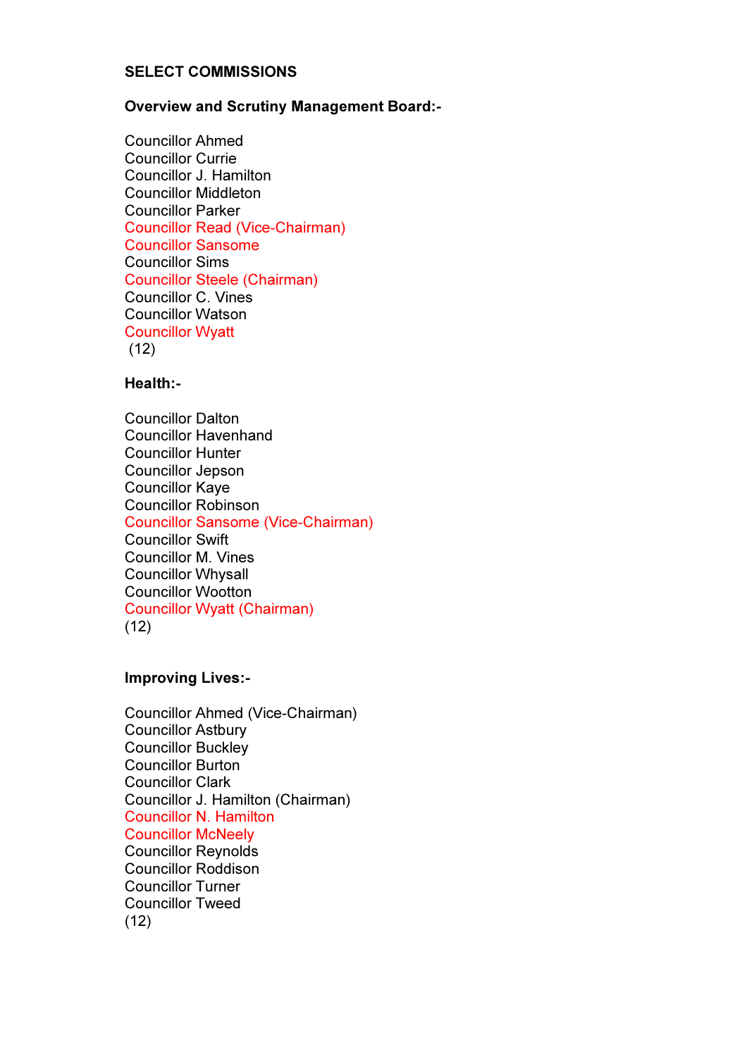**SELECT COMMISSIONS**

**Overview and Scrutiny Management Board:-**

Councillor Ahmed
Councillor Currie
Councillor J. Hamilton
Councillor Middleton
Councillor Parker
Councillor Read (Vice-Chairman)
Councillor Sansome
Councillor Sims
Councillor Steele (Chairman)
Councillor C. Vines
Councillor Watson
Councillor Wyatt
(12)

**Health:-**

Councillor Dalton
Councillor Havenhand
Councillor Hunter
Councillor Jepson
Councillor Kaye
Councillor Robinson
Councillor Sansome (Vice-Chairman)
Councillor Swift
Councillor M. Vines
Councillor Whysall
Councillor Wootton
Councillor Wyatt (Chairman)
(12)

**Improving Lives:-**

Councillor Ahmed (Vice-Chairman)
Councillor Astbury
Councillor Buckley
Councillor Burton
Councillor Clark
Councillor J. Hamilton (Chairman)
Councillor N. Hamilton
Councillor McNeely
Councillor Reynolds
Councillor Roddison
Councillor Turner
Councillor Tweed
(12)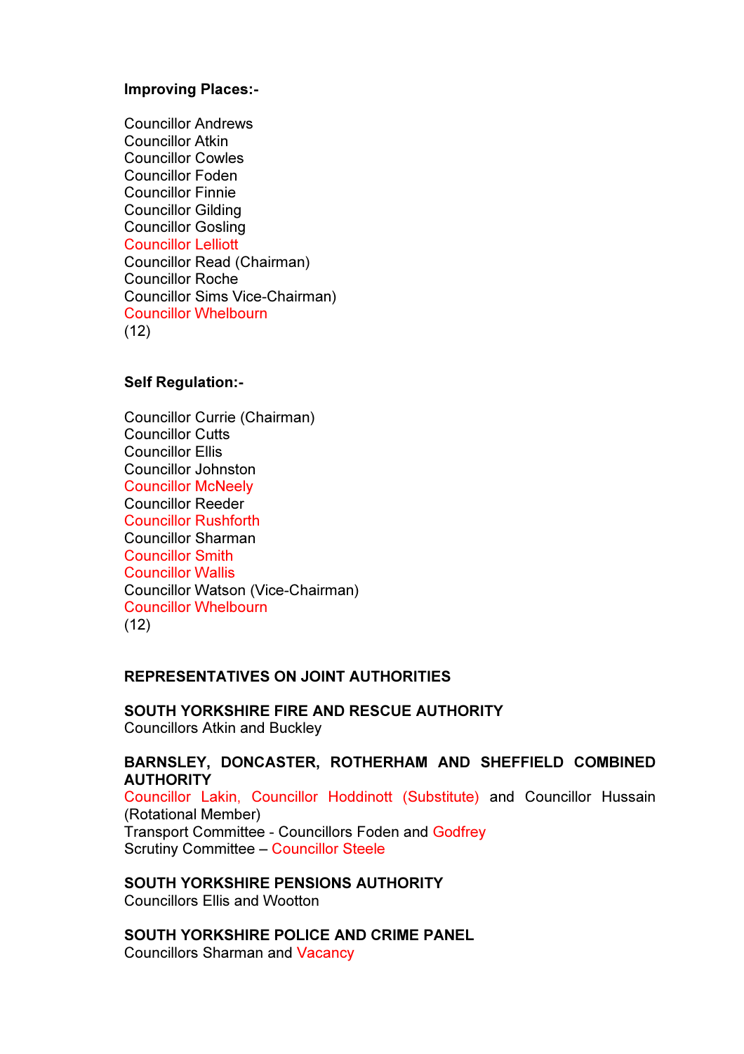**Improving Places:-**

Councillor Andrews
Councillor Atkin
Councillor Cowles
Councillor Foden
Councillor Finnie
Councillor Gilding
Councillor Gosling
Councillor Lelliott
Councillor Read (Chairman)
Councillor Roche
Councillor Sims Vice-Chairman)
Councillor Whelbourn
(12)

**Self Regulation:-**

Councillor Currie (Chairman)
Councillor Cutts
Councillor Ellis
Councillor Johnston
Councillor McNeely
Councillor Reeder
Councillor Rushforth
Councillor Sharman
Councillor Smith
Councillor Wallis
Councillor Watson (Vice-Chairman)
Councillor Whelbourn
(12)

**REPRESENTATIVES ON JOINT AUTHORITIES**

**SOUTH YORKSHIRE FIRE AND RESCUE AUTHORITY**
Councillors Atkin and Buckley

**BARNSLEY, DONCASTER, ROTHERHAM AND SHEFFIELD COMBINED AUTHORITY**
Councillor Lakin, Councillor Hoddinott (Substitute) and Councillor Hussain (Rotational Member)
Transport Committee - Councillors Foden and Godfrey
Scrutiny Committee – Councillor Steele

**SOUTH YORKSHIRE PENSIONS AUTHORITY**
Councillors Ellis and Wootton

**SOUTH YORKSHIRE POLICE AND CRIME PANEL**
Councillors Sharman and Vacancy